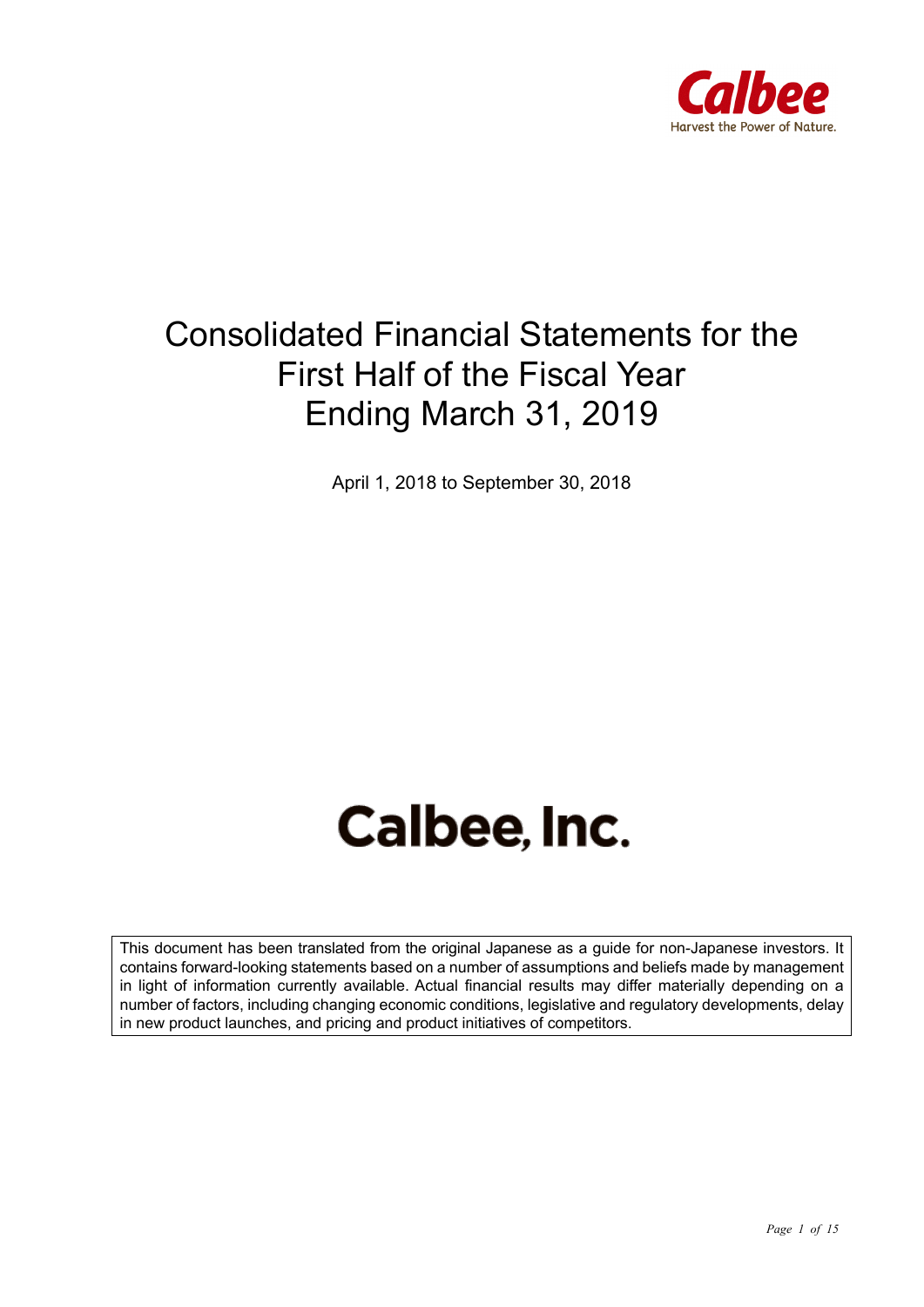Calbee

Harvest the Power of Nature.

# Consolidated Financial Statements for the First Half of the Fiscal Year Ending March 31, 2019

April 1, 2018 to September 30, 2018

**Calbee, Inc.**

This document has been translated from the original Japanese as a guide for non-Japanese investors. It contains forward-looking statements based on a number of assumptions and beliefs made by management in light of information currently available. Actual financial results may differ materially depending on a number of factors, including changing economic conditions, legislative and regulatory developments, delay in new product launches, and pricing and product initiatives of competitors.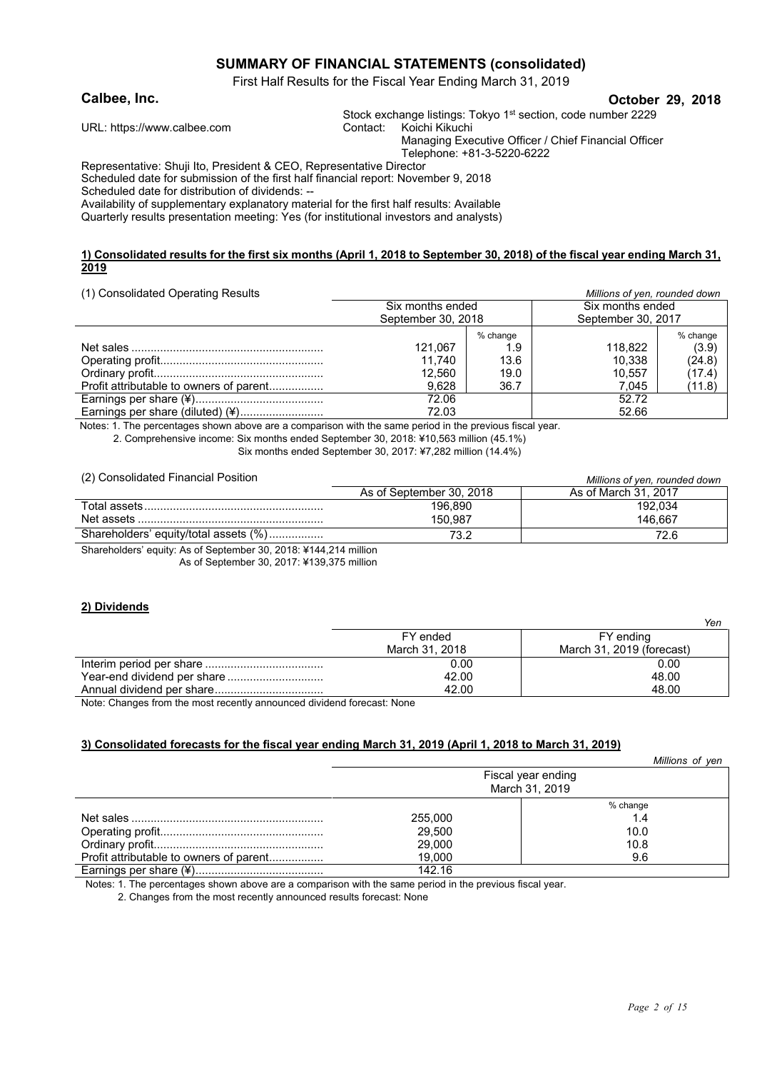# SUMMARY OF FINANCIAL STATEMENTS (consolidated)

First Half Results for the Fiscal Year Ending March 31, 2019

**Calbee, Inc.** **October 29, 2018**

Stock exchange listings: Tokyo 1st section, code number 2229

URL: https://www.calbee.com

Contact: Koichi Kikuchi
Managing Executive Officer / Chief Financial Officer
Telephone: +81-3-5220-6222

Representative: Shuji Ito, President & CEO, Representative Director
Scheduled date for submission of the first half financial report: November 9, 2018
Scheduled date for distribution of dividends: --
Availability of supplementary explanatory material for the first half results: Available
Quarterly results presentation meeting: Yes (for institutional investors and analysts)

## 1) Consolidated results for the first six months (April 1, 2018 to September 30, 2018) of the fiscal year ending March 31, 2019

(1) Consolidated Operating Results

*Millions of yen, rounded down*

| | Six months ended September 30, 2018 | | Six months ended September 30, 2017 | |
|---|---|---|---|---|
| | | % change | | % change |
| Net sales | 121,067 | 1.9 | 118,822 | (3.9) |
| Operating profit | 11,740 | 13.6 | 10,338 | (24.8) |
| Ordinary profit | 12,560 | 19.0 | 10,557 | (17.4) |
| Profit attributable to owners of parent | 9,628 | 36.7 | 7,045 | (11.8) |
| Earnings per share (¥) | 72.06 | | 52.72 | |
| Earnings per share (diluted) (¥) | 72.03 | | 52.66 | |

Notes: 1. The percentages shown above are a comparison with the same period in the previous fiscal year.
2. Comprehensive income: Six months ended September 30, 2018: ¥10,563 million (45.1%)
Six months ended September 30, 2017: ¥7,282 million (14.4%)

(2) Consolidated Financial Position

*Millions of yen, rounded down*

| | As of September 30, 2018 | As of March 31, 2017 |
|---|---|---|
| Total assets | 196,890 | 192,034 |
| Net assets | 150,987 | 146,667 |
| Shareholders' equity/total assets (%) | 73.2 | 72.6 |

Shareholders' equity: As of September 30, 2018: ¥144,214 million
As of September 30, 2017: ¥139,375 million

## 2) Dividends

*Yen*

| | FY ended March 31, 2018 | FY ending March 31, 2019 (forecast) |
|---|---|---|
| Interim period per share | 0.00 | 0.00 |
| Year-end dividend per share | 42.00 | 48.00 |
| Annual dividend per share | 42.00 | 48.00 |

Note: Changes from the most recently announced dividend forecast: None

## 3) Consolidated forecasts for the fiscal year ending March 31, 2019 (April 1, 2018 to March 31, 2019)

*Millions of yen*

| | Fiscal year ending March 31, 2019 | |
|---|---|---|
| | | % change |
| Net sales | 255,000 | 1.4 |
| Operating profit | 29,500 | 10.0 |
| Ordinary profit | 29,000 | 10.8 |
| Profit attributable to owners of parent | 19,000 | 9.6 |
| Earnings per share (¥) | 142.16 | |

Notes: 1. The percentages shown above are a comparison with the same period in the previous fiscal year.
2. Changes from the most recently announced results forecast: None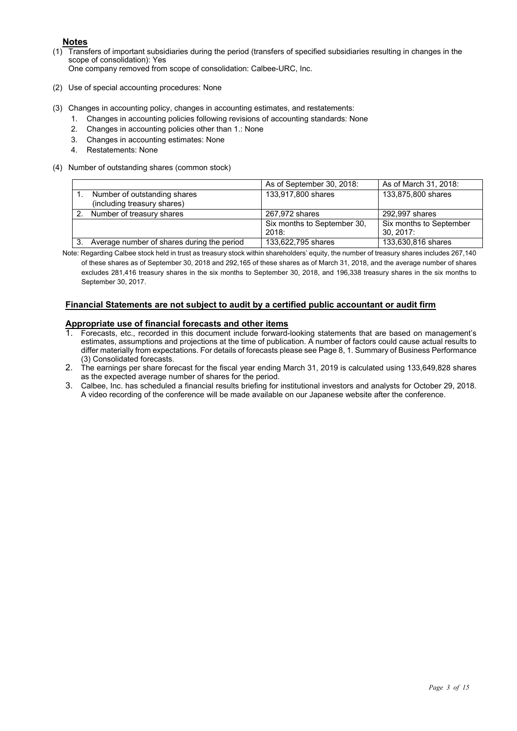## Notes

(1) Transfers of important subsidiaries during the period (transfers of specified subsidiaries resulting in changes in the scope of consolidation): Yes
One company removed from scope of consolidation: Calbee-URC, Inc.

(2) Use of special accounting procedures: None

(3) Changes in accounting policy, changes in accounting estimates, and restatements:
1. Changes in accounting policies following revisions of accounting standards: None
2. Changes in accounting policies other than 1.: None
3. Changes in accounting estimates: None
4. Restatements: None

(4) Number of outstanding shares (common stock)

| | As of September 30, 2018: | As of March 31, 2018: |
|---|---|---|
| 1. Number of outstanding shares (including treasury shares) | 133,917,800 shares | 133,875,800 shares |
| 2. Number of treasury shares | 267,972 shares | 292,997 shares |
| | Six months to September 30, 2018: | Six months to September 30, 2017: |
| 3. Average number of shares during the period | 133,622,795 shares | 133,630,816 shares |

Note: Regarding Calbee stock held in trust as treasury stock within shareholders' equity, the number of treasury shares includes 267,140 of these shares as of September 30, 2018 and 292,165 of these shares as of March 31, 2018, and the average number of shares excludes 281,416 treasury shares in the six months to September 30, 2018, and 196,338 treasury shares in the six months to September 30, 2017.

## Financial Statements are not subject to audit by a certified public accountant or audit firm

## Appropriate use of financial forecasts and other items

1. Forecasts, etc., recorded in this document include forward-looking statements that are based on management's estimates, assumptions and projections at the time of publication. A number of factors could cause actual results to differ materially from expectations. For details of forecasts please see Page 8, 1. Summary of Business Performance (3) Consolidated forecasts.
2. The earnings per share forecast for the fiscal year ending March 31, 2019 is calculated using 133,649,828 shares as the expected average number of shares for the period.
3. Calbee, Inc. has scheduled a financial results briefing for institutional investors and analysts for October 29, 2018. A video recording of the conference will be made available on our Japanese website after the conference.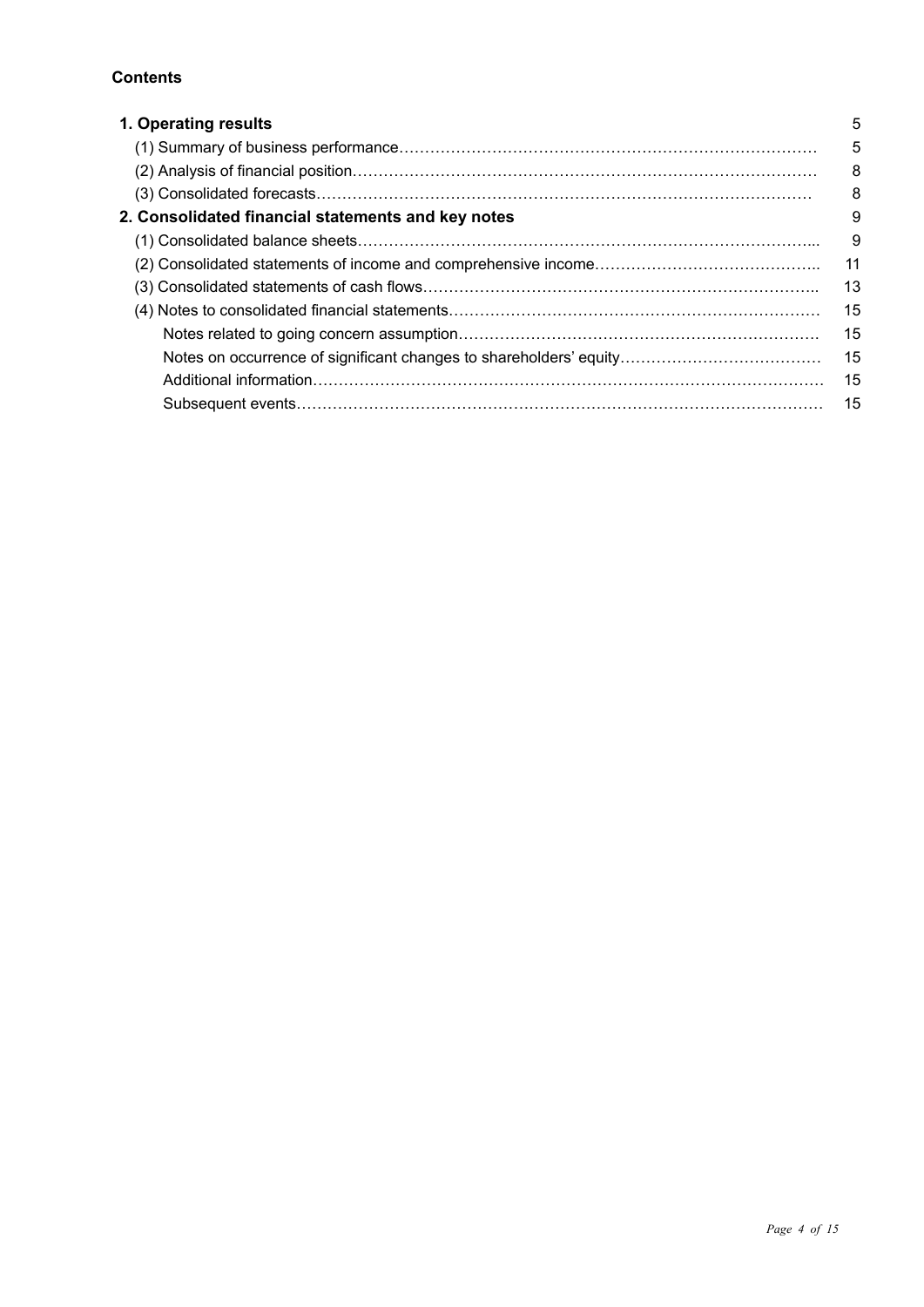**Contents**

| | |
|---|---|
| **1. Operating results** | 5 |
| (1) Summary of business performance | 5 |
| (2) Analysis of financial position | 8 |
| (3) Consolidated forecasts | 8 |
| **2. Consolidated financial statements and key notes** | 9 |
| (1) Consolidated balance sheets | 9 |
| (2) Consolidated statements of income and comprehensive income | 11 |
| (3) Consolidated statements of cash flows | 13 |
| (4) Notes to consolidated financial statements | 15 |
| Notes related to going concern assumption | 15 |
| Notes on occurrence of significant changes to shareholders' equity | 15 |
| Additional information | 15 |
| Subsequent events | 15 |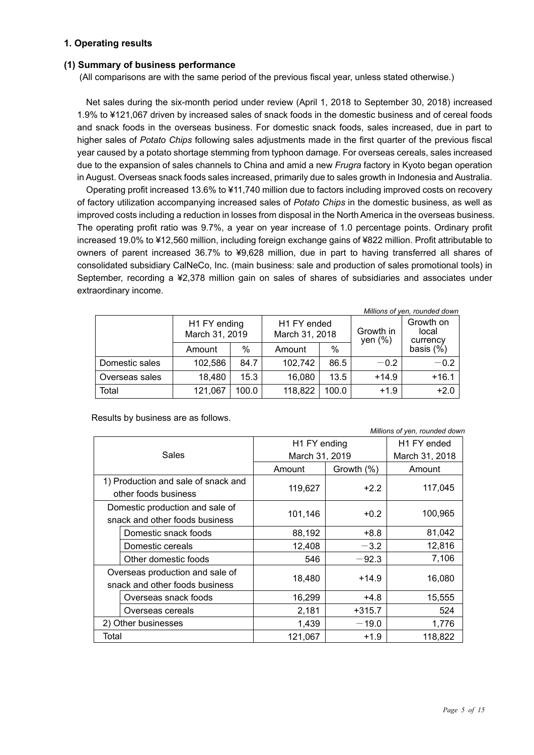## 1. Operating results

### (1) Summary of business performance

(All comparisons are with the same period of the previous fiscal year, unless stated otherwise.)

Net sales during the six-month period under review (April 1, 2018 to September 30, 2018) increased 1.9% to ¥121,067 driven by increased sales of snack foods in the domestic business and of cereal foods and snack foods in the overseas business. For domestic snack foods, sales increased, due in part to higher sales of *Potato Chips* following sales adjustments made in the first quarter of the previous fiscal year caused by a potato shortage stemming from typhoon damage. For overseas cereals, sales increased due to the expansion of sales channels to China and amid a new *Frugra* factory in Kyoto began operation in August. Overseas snack foods sales increased, primarily due to sales growth in Indonesia and Australia.

Operating profit increased 13.6% to ¥11,740 million due to factors including improved costs on recovery of factory utilization accompanying increased sales of *Potato Chips* in the domestic business, as well as improved costs including a reduction in losses from disposal in the North America in the overseas business. The operating profit ratio was 9.7%, a year on year increase of 1.0 percentage points. Ordinary profit increased 19.0% to ¥12,560 million, including foreign exchange gains of ¥822 million. Profit attributable to owners of parent increased 36.7% to ¥9,628 million, due in part to having transferred all shares of consolidated subsidiary CalNeCo, Inc. (main business: sale and production of sales promotional tools) in September, recording a ¥2,378 million gain on sales of shares of subsidiaries and associates under extraordinary income.

*Millions of yen, rounded down*

| | H1 FY ending March 31, 2019 | | H1 FY ended March 31, 2018 | | Growth in yen (%) | Growth on local currency basis (%) |
|---|---|---|---|---|---|---|
| | Amount | % | Amount | % | | |
| Domestic sales | 102,586 | 84.7 | 102,742 | 86.5 | −0.2 | −0.2 |
| Overseas sales | 18,480 | 15.3 | 16,080 | 13.5 | +14.9 | +16.1 |
| Total | 121,067 | 100.0 | 118,822 | 100.0 | +1.9 | +2.0 |

Results by business are as follows.

*Millions of yen, rounded down*

| Sales | H1 FY ending March 31, 2019 | | H1 FY ended March 31, 2018 |
|---|---|---|---|
| | Amount | Growth (%) | Amount |
| 1) Production and sale of snack and other foods business | 119,627 | +2.2 | 117,045 |
| Domestic production and sale of snack and other foods business | 101,146 | +0.2 | 100,965 |
| Domestic snack foods | 88,192 | +8.8 | 81,042 |
| Domestic cereals | 12,408 | −3.2 | 12,816 |
| Other domestic foods | 546 | −92.3 | 7,106 |
| Overseas production and sale of snack and other foods business | 18,480 | +14.9 | 16,080 |
| Overseas snack foods | 16,299 | +4.8 | 15,555 |
| Overseas cereals | 2,181 | +315.7 | 524 |
| 2) Other businesses | 1,439 | −19.0 | 1,776 |
| Total | 121,067 | +1.9 | 118,822 |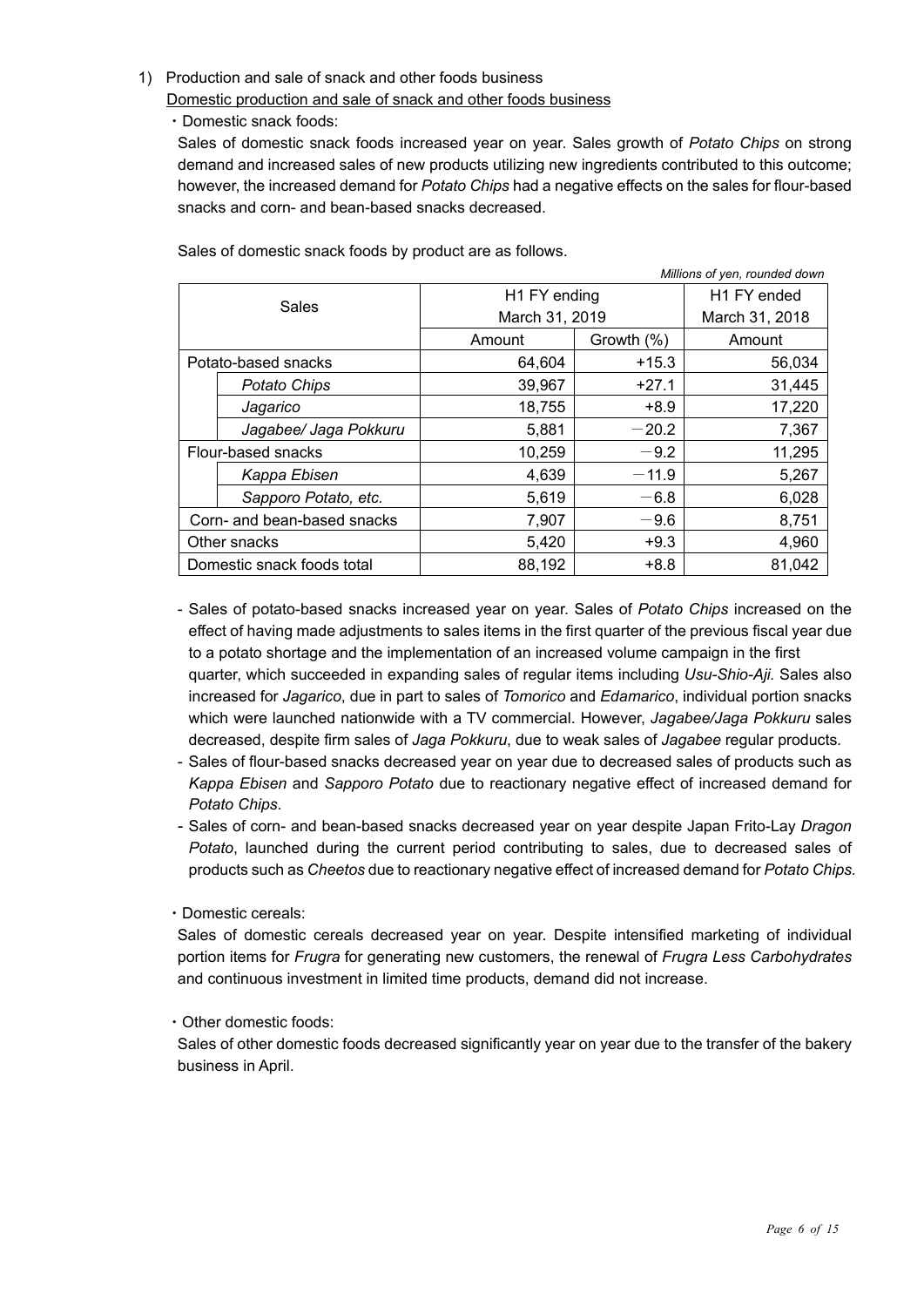1) Production and sale of snack and other foods business

Domestic production and sale of snack and other foods business

・Domestic snack foods:

Sales of domestic snack foods increased year on year. Sales growth of *Potato Chips* on strong demand and increased sales of new products utilizing new ingredients contributed to this outcome; however, the increased demand for *Potato Chips* had a negative effects on the sales for flour-based snacks and corn- and bean-based snacks decreased.

Sales of domestic snack foods by product are as follows.

*Millions of yen, rounded down*

| Sales | | H1 FY ending March 31, 2019 | | H1 FY ended March 31, 2018 |
|---|---|---|---|---|
| | | Amount | Growth (%) | Amount |
| Potato-based snacks | | 64,604 | +15.3 | 56,034 |
| | *Potato Chips* | 39,967 | +27.1 | 31,445 |
| | *Jagarico* | 18,755 | +8.9 | 17,220 |
| | *Jagabee/ Jaga Pokkuru* | 5,881 | −20.2 | 7,367 |
| Flour-based snacks | | 10,259 | −9.2 | 11,295 |
| | *Kappa Ebisen* | 4,639 | −11.9 | 5,267 |
| | *Sapporo Potato, etc.* | 5,619 | −6.8 | 6,028 |
| Corn- and bean-based snacks | | 7,907 | −9.6 | 8,751 |
| Other snacks | | 5,420 | +9.3 | 4,960 |
| Domestic snack foods total | | 88,192 | +8.8 | 81,042 |

- Sales of potato-based snacks increased year on year. Sales of *Potato Chips* increased on the effect of having made adjustments to sales items in the first quarter of the previous fiscal year due to a potato shortage and the implementation of an increased volume campaign in the first quarter, which succeeded in expanding sales of regular items including *Usu-Shio-Aji.* Sales also increased for *Jagarico*, due in part to sales of *Tomorico* and *Edamarico*, individual portion snacks which were launched nationwide with a TV commercial. However, *Jagabee/Jaga Pokkuru* sales decreased, despite firm sales of *Jaga Pokkuru*, due to weak sales of *Jagabee* regular products.
- Sales of flour-based snacks decreased year on year due to decreased sales of products such as *Kappa Ebisen* and *Sapporo Potato* due to reactionary negative effect of increased demand for *Potato Chips*.
- Sales of corn- and bean-based snacks decreased year on year despite Japan Frito-Lay *Dragon Potato*, launched during the current period contributing to sales, due to decreased sales of products such as *Cheetos* due to reactionary negative effect of increased demand for *Potato Chips.*

・Domestic cereals:

Sales of domestic cereals decreased year on year. Despite intensified marketing of individual portion items for *Frugra* for generating new customers, the renewal of *Frugra Less Carbohydrates* and continuous investment in limited time products, demand did not increase.

・Other domestic foods:

Sales of other domestic foods decreased significantly year on year due to the transfer of the bakery business in April.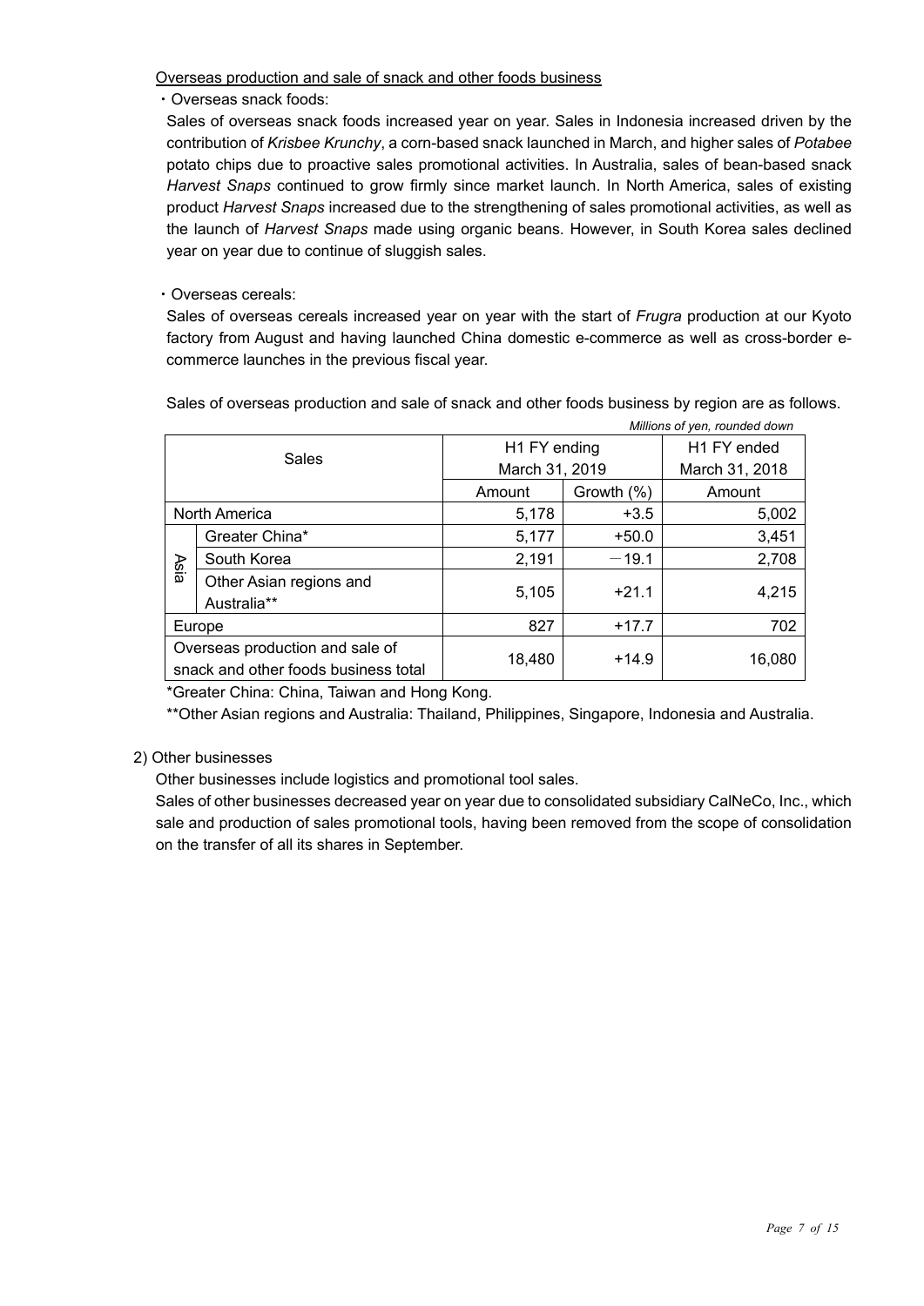<u>Overseas production and sale of snack and other foods business</u>

・Overseas snack foods:

Sales of overseas snack foods increased year on year. Sales in Indonesia increased driven by the contribution of *Krisbee Krunchy*, a corn-based snack launched in March, and higher sales of *Potabee* potato chips due to proactive sales promotional activities. In Australia, sales of bean-based snack *Harvest Snaps* continued to grow firmly since market launch. In North America, sales of existing product *Harvest Snaps* increased due to the strengthening of sales promotional activities, as well as the launch of *Harvest Snaps* made using organic beans. However, in South Korea sales declined year on year due to continue of sluggish sales.

・Overseas cereals:

Sales of overseas cereals increased year on year with the start of *Frugra* production at our Kyoto factory from August and having launched China domestic e-commerce as well as cross-border e-commerce launches in the previous fiscal year.

Sales of overseas production and sale of snack and other foods business by region are as follows.

*Millions of yen, rounded down*

| Sales | | H1 FY ending March 31, 2019 | | H1 FY ended March 31, 2018 |
|---|---|---|---|---|
| | | Amount | Growth (%) | Amount |
| North America | | 5,178 | +3.5 | 5,002 |
| Asia | Greater China* | 5,177 | +50.0 | 3,451 |
| | South Korea | 2,191 | −19.1 | 2,708 |
| | Other Asian regions and Australia** | 5,105 | +21.1 | 4,215 |
| Europe | | 827 | +17.7 | 702 |
| Overseas production and sale of snack and other foods business total | | 18,480 | +14.9 | 16,080 |

*Greater China: China, Taiwan and Hong Kong.

**Other Asian regions and Australia: Thailand, Philippines, Singapore, Indonesia and Australia.

2) Other businesses

Other businesses include logistics and promotional tool sales.

Sales of other businesses decreased year on year due to consolidated subsidiary CalNeCo, Inc., which sale and production of sales promotional tools, having been removed from the scope of consolidation on the transfer of all its shares in September.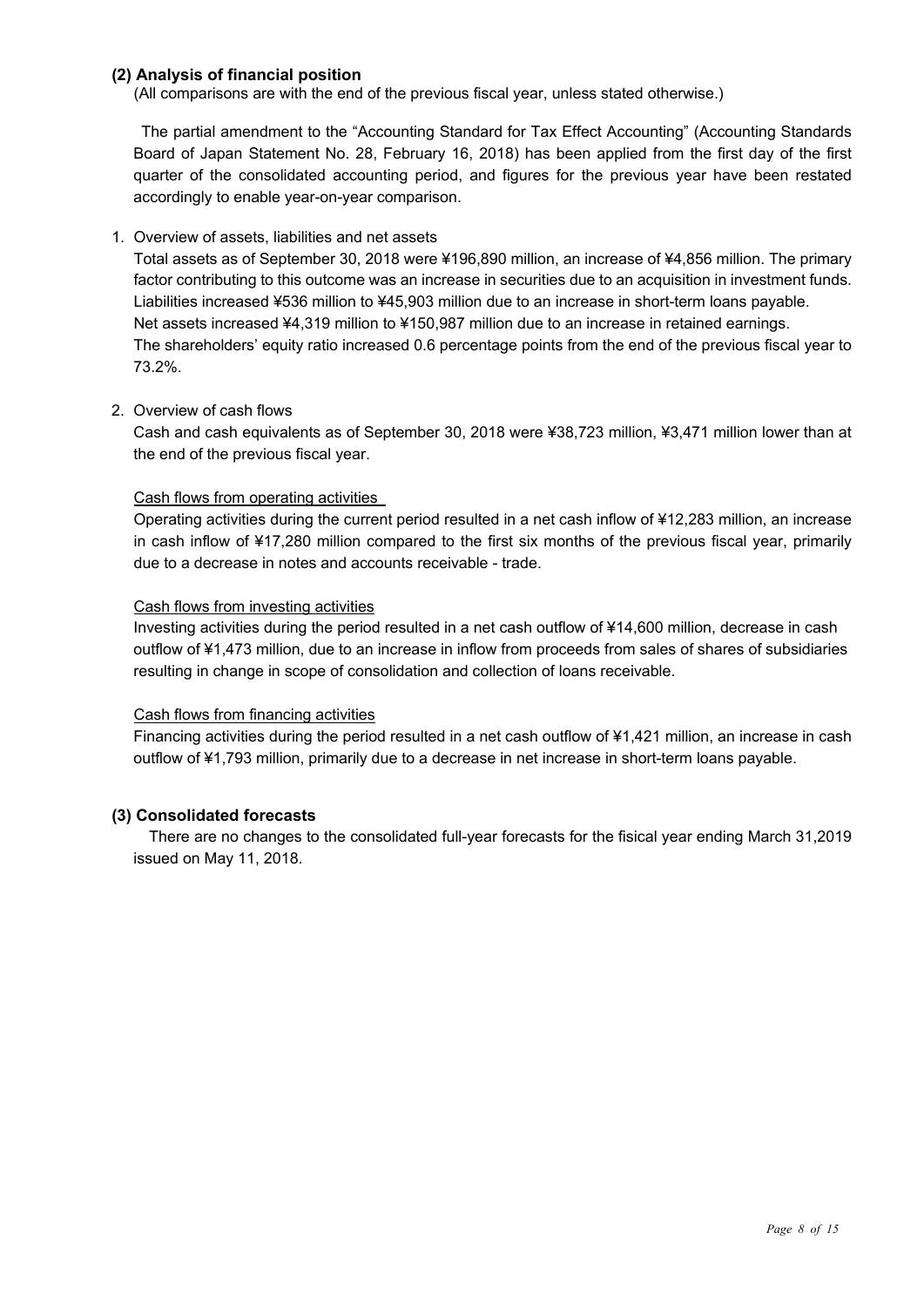## (2) Analysis of financial position

(All comparisons are with the end of the previous fiscal year, unless stated otherwise.)

The partial amendment to the "Accounting Standard for Tax Effect Accounting" (Accounting Standards Board of Japan Statement No. 28, February 16, 2018) has been applied from the first day of the first quarter of the consolidated accounting period, and figures for the previous year have been restated accordingly to enable year-on-year comparison.

1. Overview of assets, liabilities and net assets

   Total assets as of September 30, 2018 were ¥196,890 million, an increase of ¥4,856 million. The primary factor contributing to this outcome was an increase in securities due to an acquisition in investment funds.
   Liabilities increased ¥536 million to ¥45,903 million due to an increase in short-term loans payable.
   Net assets increased ¥4,319 million to ¥150,987 million due to an increase in retained earnings.
   The shareholders' equity ratio increased 0.6 percentage points from the end of the previous fiscal year to 73.2%.

2. Overview of cash flows

   Cash and cash equivalents as of September 30, 2018 were ¥38,723 million, ¥3,471 million lower than at the end of the previous fiscal year.

   Cash flows from operating activities

   Operating activities during the current period resulted in a net cash inflow of ¥12,283 million, an increase in cash inflow of ¥17,280 million compared to the first six months of the previous fiscal year, primarily due to a decrease in notes and accounts receivable - trade.

   Cash flows from investing activities

   Investing activities during the period resulted in a net cash outflow of ¥14,600 million, decrease in cash outflow of ¥1,473 million, due to an increase in inflow from proceeds from sales of shares of subsidiaries resulting in change in scope of consolidation and collection of loans receivable.

   Cash flows from financing activities

   Financing activities during the period resulted in a net cash outflow of ¥1,421 million, an increase in cash outflow of ¥1,793 million, primarily due to a decrease in net increase in short-term loans payable.

## (3) Consolidated forecasts

There are no changes to the consolidated full-year forecasts for the fisical year ending March 31,2019 issued on May 11, 2018.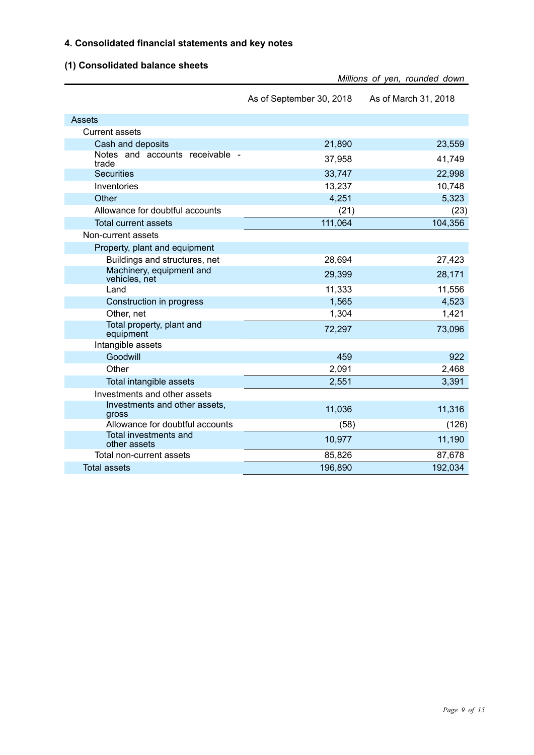## 4. Consolidated financial statements and key notes

### (1) Consolidated balance sheets

*Millions of yen, rounded down*

| | As of September 30, 2018 | As of March 31, 2018 |
|---|---|---|
| Assets | | |
| Current assets | | |
| Cash and deposits | 21,890 | 23,559 |
| Notes and accounts receivable - trade | 37,958 | 41,749 |
| Securities | 33,747 | 22,998 |
| Inventories | 13,237 | 10,748 |
| Other | 4,251 | 5,323 |
| Allowance for doubtful accounts | (21) | (23) |
| Total current assets | 111,064 | 104,356 |
| Non-current assets | | |
| Property, plant and equipment | | |
| Buildings and structures, net | 28,694 | 27,423 |
| Machinery, equipment and vehicles, net | 29,399 | 28,171 |
| Land | 11,333 | 11,556 |
| Construction in progress | 1,565 | 4,523 |
| Other, net | 1,304 | 1,421 |
| Total property, plant and equipment | 72,297 | 73,096 |
| Intangible assets | | |
| Goodwill | 459 | 922 |
| Other | 2,091 | 2,468 |
| Total intangible assets | 2,551 | 3,391 |
| Investments and other assets | | |
| Investments and other assets, gross | 11,036 | 11,316 |
| Allowance for doubtful accounts | (58) | (126) |
| Total investments and other assets | 10,977 | 11,190 |
| Total non-current assets | 85,826 | 87,678 |
| Total assets | 196,890 | 192,034 |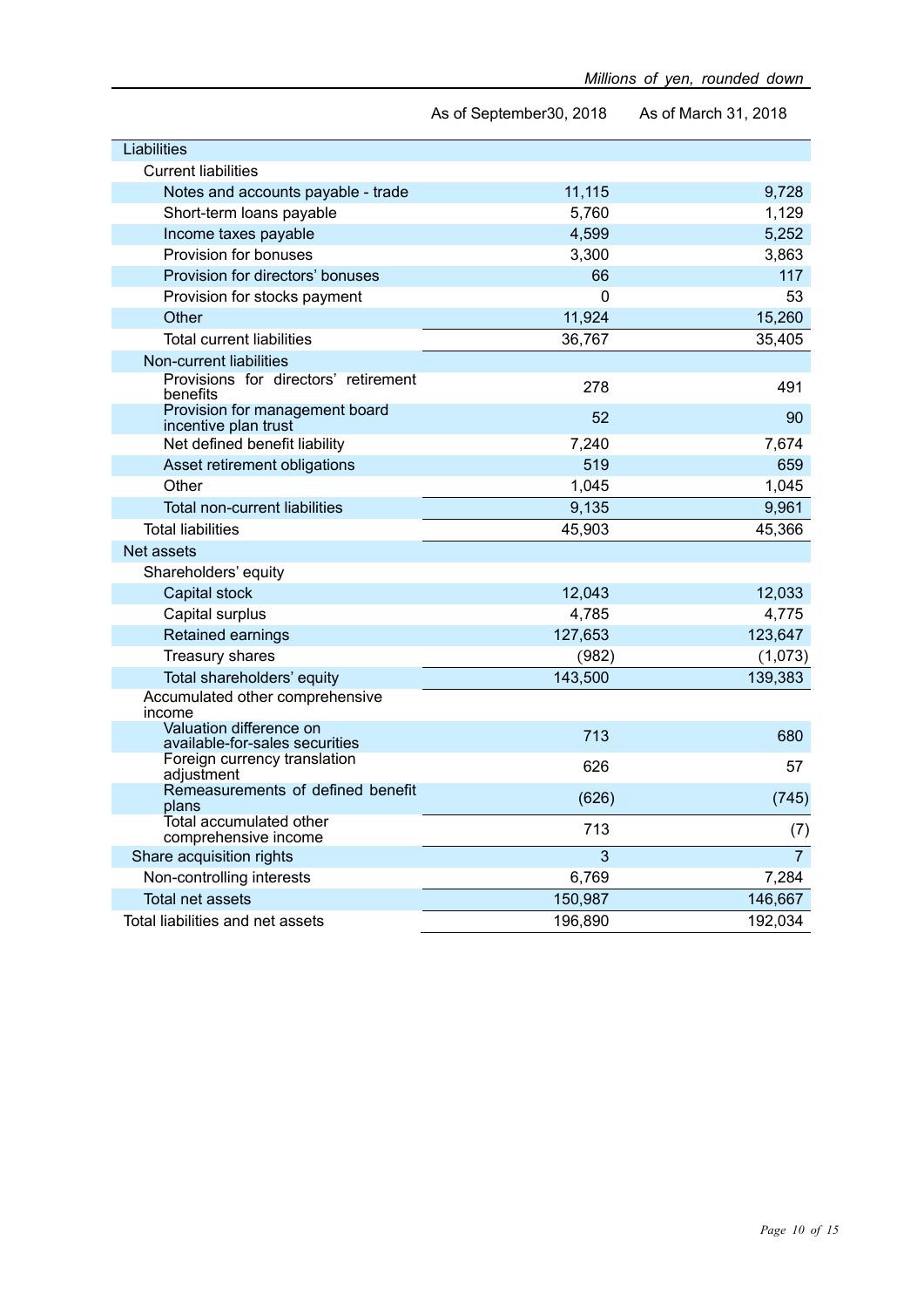*Millions of yen, rounded down*

| | As of September30, 2018 | As of March 31, 2018 |
|---|---|---|
| Liabilities | | |
| Current liabilities | | |
| Notes and accounts payable - trade | 11,115 | 9,728 |
| Short-term loans payable | 5,760 | 1,129 |
| Income taxes payable | 4,599 | 5,252 |
| Provision for bonuses | 3,300 | 3,863 |
| Provision for directors' bonuses | 66 | 117 |
| Provision for stocks payment | 0 | 53 |
| Other | 11,924 | 15,260 |
| Total current liabilities | 36,767 | 35,405 |
| Non-current liabilities | | |
| Provisions for directors' retirement benefits | 278 | 491 |
| Provision for management board incentive plan trust | 52 | 90 |
| Net defined benefit liability | 7,240 | 7,674 |
| Asset retirement obligations | 519 | 659 |
| Other | 1,045 | 1,045 |
| Total non-current liabilities | 9,135 | 9,961 |
| Total liabilities | 45,903 | 45,366 |
| Net assets | | |
| Shareholders' equity | | |
| Capital stock | 12,043 | 12,033 |
| Capital surplus | 4,785 | 4,775 |
| Retained earnings | 127,653 | 123,647 |
| Treasury shares | (982) | (1,073) |
| Total shareholders' equity | 143,500 | 139,383 |
| Accumulated other comprehensive income | | |
| Valuation difference on available-for-sales securities | 713 | 680 |
| Foreign currency translation adjustment | 626 | 57 |
| Remeasurements of defined benefit plans | (626) | (745) |
| Total accumulated other comprehensive income | 713 | (7) |
| Share acquisition rights | 3 | 7 |
| Non-controlling interests | 6,769 | 7,284 |
| Total net assets | 150,987 | 146,667 |
| Total liabilities and net assets | 196,890 | 192,034 |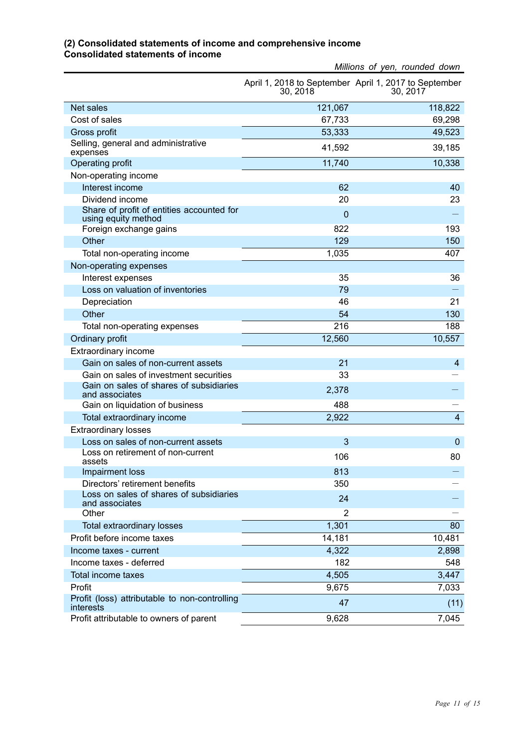### (2) Consolidated statements of income and comprehensive income
### Consolidated statements of income

*Millions of yen, rounded down*

| | April 1, 2018 to September 30, 2018 | April 1, 2017 to September 30, 2017 |
|---|---|---|
| Net sales | 121,067 | 118,822 |
| Cost of sales | 67,733 | 69,298 |
| Gross profit | 53,333 | 49,523 |
| Selling, general and administrative expenses | 41,592 | 39,185 |
| Operating profit | 11,740 | 10,338 |
| Non-operating income | | |
| Interest income | 62 | 40 |
| Dividend income | 20 | 23 |
| Share of profit of entities accounted for using equity method | 0 | — |
| Foreign exchange gains | 822 | 193 |
| Other | 129 | 150 |
| Total non-operating income | 1,035 | 407 |
| Non-operating expenses | | |
| Interest expenses | 35 | 36 |
| Loss on valuation of inventories | 79 | — |
| Depreciation | 46 | 21 |
| Other | 54 | 130 |
| Total non-operating expenses | 216 | 188 |
| Ordinary profit | 12,560 | 10,557 |
| Extraordinary income | | |
| Gain on sales of non-current assets | 21 | 4 |
| Gain on sales of investment securities | 33 | — |
| Gain on sales of shares of subsidiaries and associates | 2,378 | — |
| Gain on liquidation of business | 488 | — |
| Total extraordinary income | 2,922 | 4 |
| Extraordinary losses | | |
| Loss on sales of non-current assets | 3 | 0 |
| Loss on retirement of non-current assets | 106 | 80 |
| Impairment loss | 813 | — |
| Directors' retirement benefits | 350 | — |
| Loss on sales of shares of subsidiaries and associates | 24 | — |
| Other | 2 | — |
| Total extraordinary losses | 1,301 | 80 |
| Profit before income taxes | 14,181 | 10,481 |
| Income taxes - current | 4,322 | 2,898 |
| Income taxes - deferred | 182 | 548 |
| Total income taxes | 4,505 | 3,447 |
| Profit | 9,675 | 7,033 |
| Profit (loss) attributable to non-controlling interests | 47 | (11) |
| Profit attributable to owners of parent | 9,628 | 7,045 |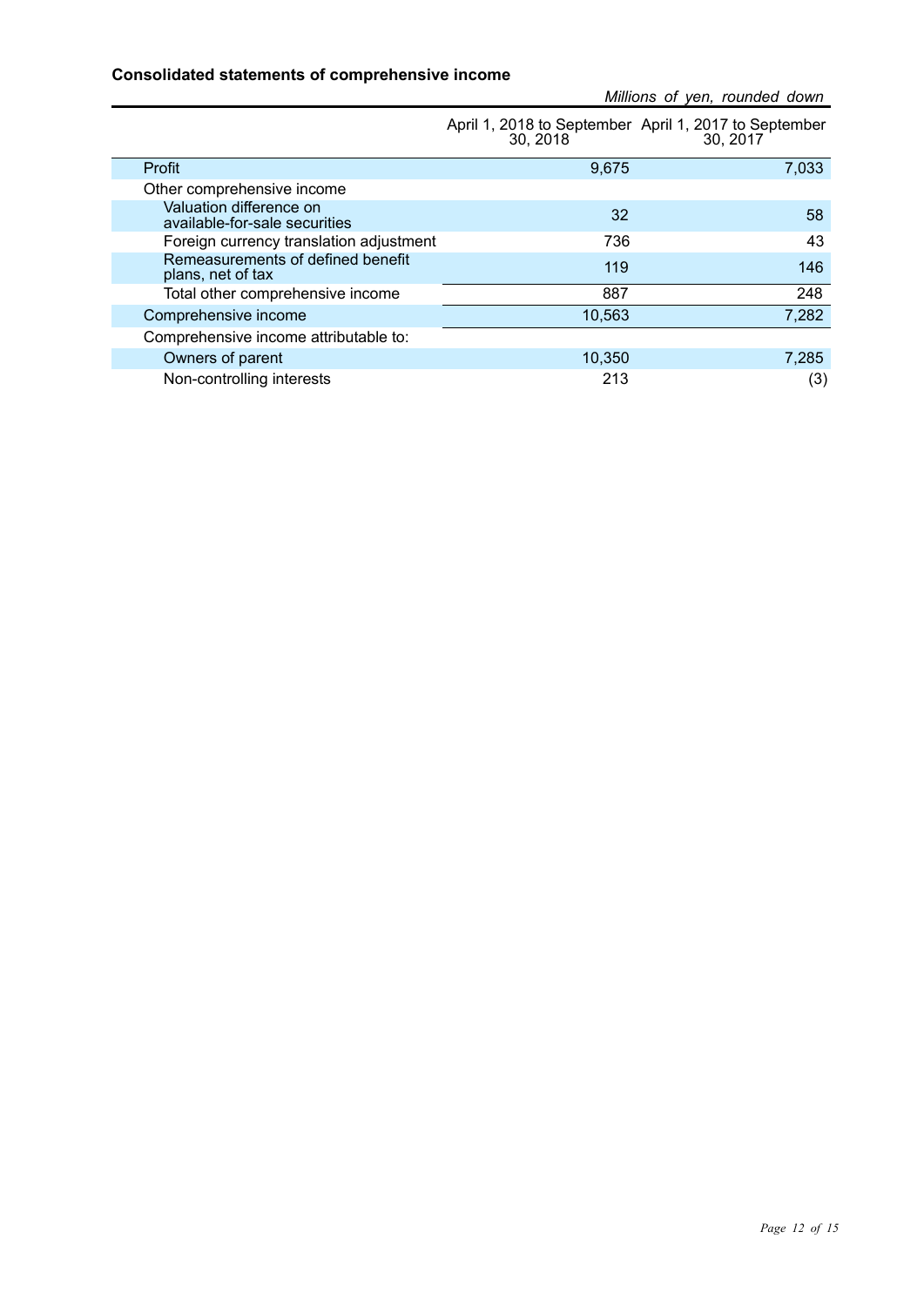**Consolidated statements of comprehensive income**

*Millions of yen, rounded down*

| | April 1, 2018 to September 30, 2018 | April 1, 2017 to September 30, 2017 |
|---|---|---|
| Profit | 9,675 | 7,033 |
| Other comprehensive income | | |
| Valuation difference on available-for-sale securities | 32 | 58 |
| Foreign currency translation adjustment | 736 | 43 |
| Remeasurements of defined benefit plans, net of tax | 119 | 146 |
| Total other comprehensive income | 887 | 248 |
| Comprehensive income | 10,563 | 7,282 |
| Comprehensive income attributable to: | | |
| Owners of parent | 10,350 | 7,285 |
| Non-controlling interests | 213 | (3) |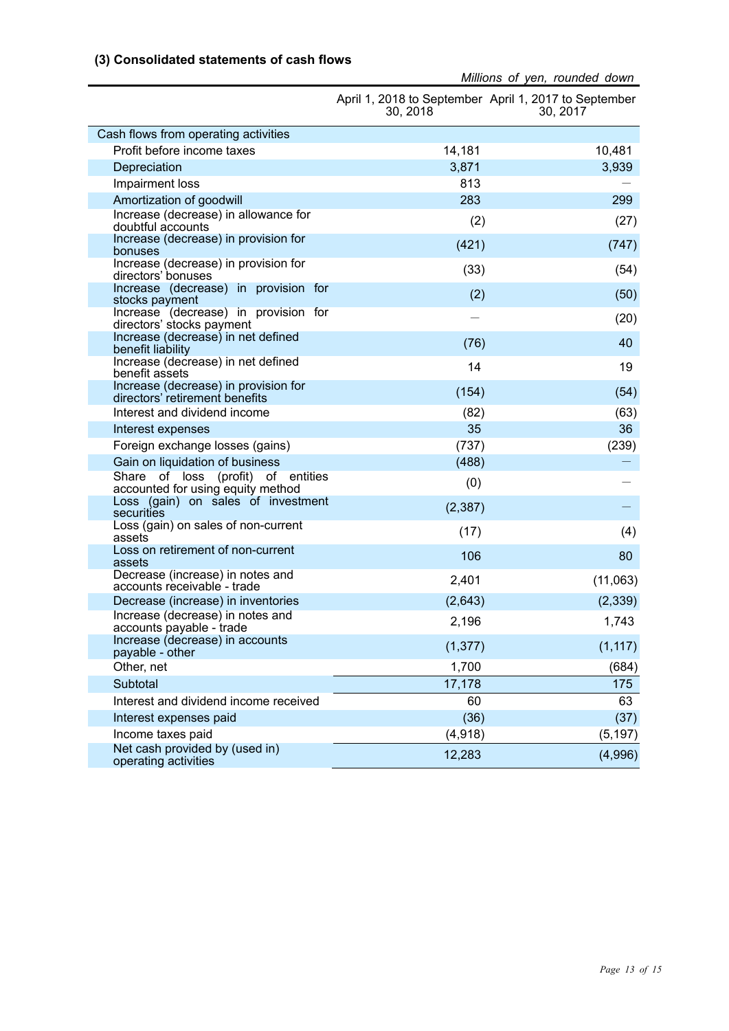### (3) Consolidated statements of cash flows

*Millions of yen, rounded down*

| | April 1, 2018 to September 30, 2018 | April 1, 2017 to September 30, 2017 |
|---|---|---|
| Cash flows from operating activities | | |
| Profit before income taxes | 14,181 | 10,481 |
| Depreciation | 3,871 | 3,939 |
| Impairment loss | 813 | — |
| Amortization of goodwill | 283 | 299 |
| Increase (decrease) in allowance for doubtful accounts | (2) | (27) |
| Increase (decrease) in provision for bonuses | (421) | (747) |
| Increase (decrease) in provision for directors' bonuses | (33) | (54) |
| Increase (decrease) in provision for stocks payment | (2) | (50) |
| Increase (decrease) in provision for directors' stocks payment | — | (20) |
| Increase (decrease) in net defined benefit liability | (76) | 40 |
| Increase (decrease) in net defined benefit assets | 14 | 19 |
| Increase (decrease) in provision for directors' retirement benefits | (154) | (54) |
| Interest and dividend income | (82) | (63) |
| Interest expenses | 35 | 36 |
| Foreign exchange losses (gains) | (737) | (239) |
| Gain on liquidation of business | (488) | — |
| Share of loss (profit) of entities accounted for using equity method | (0) | — |
| Loss (gain) on sales of investment securities | (2,387) | — |
| Loss (gain) on sales of non-current assets | (17) | (4) |
| Loss on retirement of non-current assets | 106 | 80 |
| Decrease (increase) in notes and accounts receivable - trade | 2,401 | (11,063) |
| Decrease (increase) in inventories | (2,643) | (2,339) |
| Increase (decrease) in notes and accounts payable - trade | 2,196 | 1,743 |
| Increase (decrease) in accounts payable - other | (1,377) | (1,117) |
| Other, net | 1,700 | (684) |
| Subtotal | 17,178 | 175 |
| Interest and dividend income received | 60 | 63 |
| Interest expenses paid | (36) | (37) |
| Income taxes paid | (4,918) | (5,197) |
| Net cash provided by (used in) operating activities | 12,283 | (4,996) |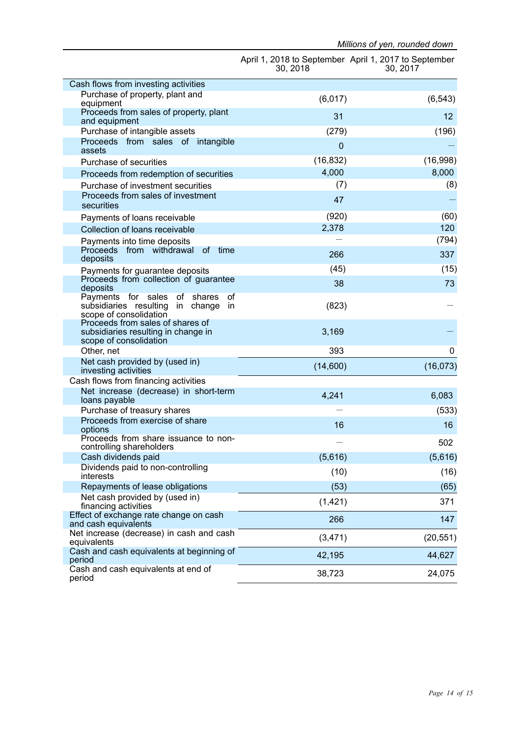*Millions of yen, rounded down*

| | April 1, 2018 to September 30, 2018 | April 1, 2017 to September 30, 2017 |
|---|---|---|
| Cash flows from investing activities | | |
| Purchase of property, plant and equipment | (6,017) | (6,543) |
| Proceeds from sales of property, plant and equipment | 31 | 12 |
| Purchase of intangible assets | (279) | (196) |
| Proceeds from sales of intangible assets | 0 | — |
| Purchase of securities | (16,832) | (16,998) |
| Proceeds from redemption of securities | 4,000 | 8,000 |
| Purchase of investment securities | (7) | (8) |
| Proceeds from sales of investment securities | 47 | — |
| Payments of loans receivable | (920) | (60) |
| Collection of loans receivable | 2,378 | 120 |
| Payments into time deposits | — | (794) |
| Proceeds from withdrawal of time deposits | 266 | 337 |
| Payments for guarantee deposits | (45) | (15) |
| Proceeds from collection of guarantee deposits | 38 | 73 |
| Payments for sales of shares of subsidiaries resulting in change in scope of consolidation | (823) | — |
| Proceeds from sales of shares of subsidiaries resulting in change in scope of consolidation | 3,169 | — |
| Other, net | 393 | 0 |
| Net cash provided by (used in) investing activities | (14,600) | (16,073) |
| Cash flows from financing activities | | |
| Net increase (decrease) in short-term loans payable | 4,241 | 6,083 |
| Purchase of treasury shares | — | (533) |
| Proceeds from exercise of share options | 16 | 16 |
| Proceeds from share issuance to non-controlling shareholders | — | 502 |
| Cash dividends paid | (5,616) | (5,616) |
| Dividends paid to non-controlling interests | (10) | (16) |
| Repayments of lease obligations | (53) | (65) |
| Net cash provided by (used in) financing activities | (1,421) | 371 |
| Effect of exchange rate change on cash and cash equivalents | 266 | 147 |
| Net increase (decrease) in cash and cash equivalents | (3,471) | (20,551) |
| Cash and cash equivalents at beginning of period | 42,195 | 44,627 |
| Cash and cash equivalents at end of period | 38,723 | 24,075 |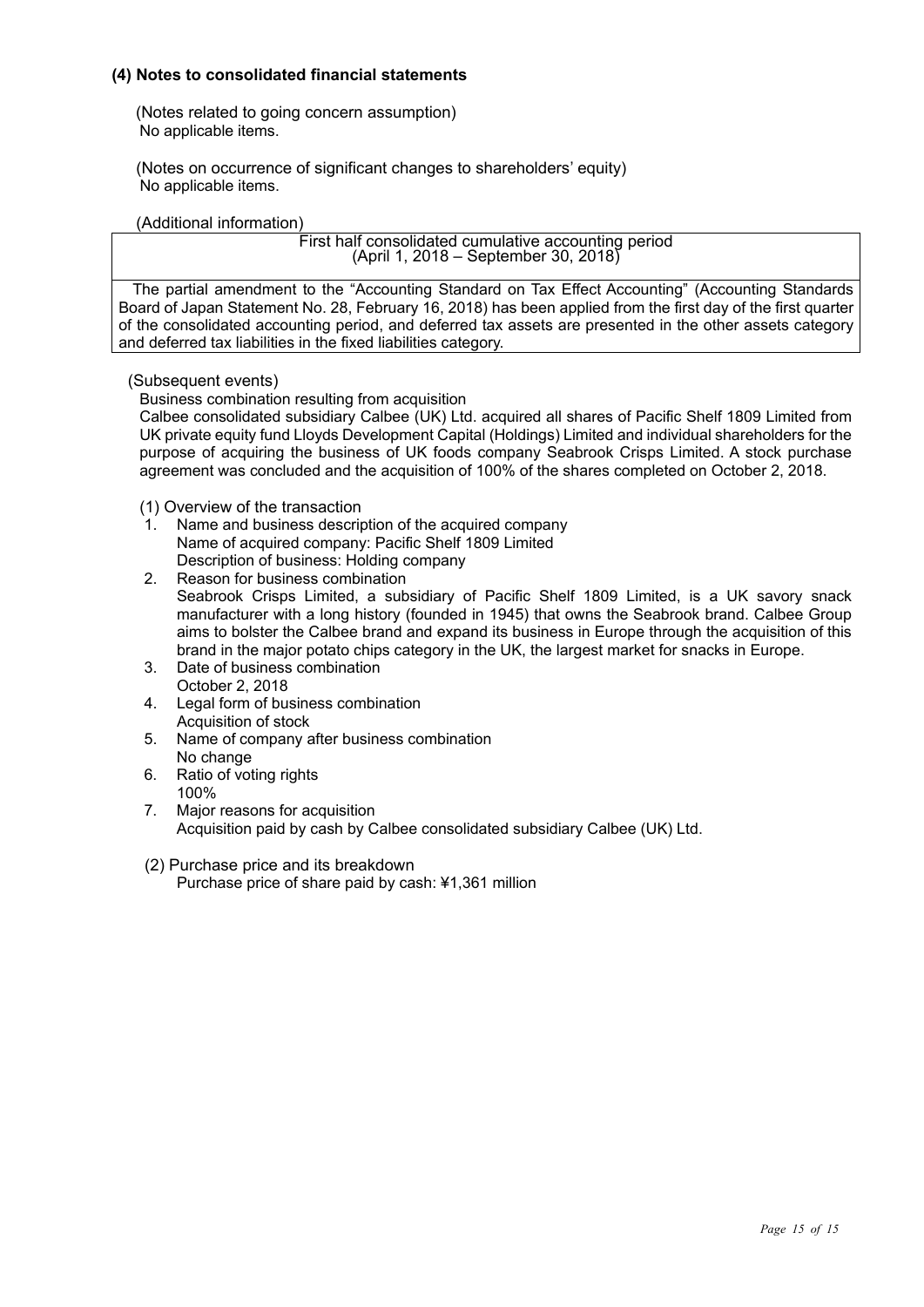### (4) Notes to consolidated financial statements

(Notes related to going concern assumption)
No applicable items.

(Notes on occurrence of significant changes to shareholders' equity)
No applicable items.

(Additional information)

| First half consolidated cumulative accounting period (April 1, 2018 – September 30, 2018) |
|---|
| The partial amendment to the "Accounting Standard on Tax Effect Accounting" (Accounting Standards Board of Japan Statement No. 28, February 16, 2018) has been applied from the first day of the first quarter of the consolidated accounting period, and deferred tax assets are presented in the other assets category and deferred tax liabilities in the fixed liabilities category. |

(Subsequent events)

Business combination resulting from acquisition

Calbee consolidated subsidiary Calbee (UK) Ltd. acquired all shares of Pacific Shelf 1809 Limited from UK private equity fund Lloyds Development Capital (Holdings) Limited and individual shareholders for the purpose of acquiring the business of UK foods company Seabrook Crisps Limited. A stock purchase agreement was concluded and the acquisition of 100% of the shares completed on October 2, 2018.

(1) Overview of the transaction

1. Name and business description of the acquired company
   Name of acquired company: Pacific Shelf 1809 Limited
   Description of business: Holding company
2. Reason for business combination
   Seabrook Crisps Limited, a subsidiary of Pacific Shelf 1809 Limited, is a UK savory snack manufacturer with a long history (founded in 1945) that owns the Seabrook brand. Calbee Group aims to bolster the Calbee brand and expand its business in Europe through the acquisition of this brand in the major potato chips category in the UK, the largest market for snacks in Europe.
3. Date of business combination
   October 2, 2018
4. Legal form of business combination
   Acquisition of stock
5. Name of company after business combination
   No change
6. Ratio of voting rights
   100%
7. Major reasons for acquisition
   Acquisition paid by cash by Calbee consolidated subsidiary Calbee (UK) Ltd.

(2) Purchase price and its breakdown

Purchase price of share paid by cash: ¥1,361 million